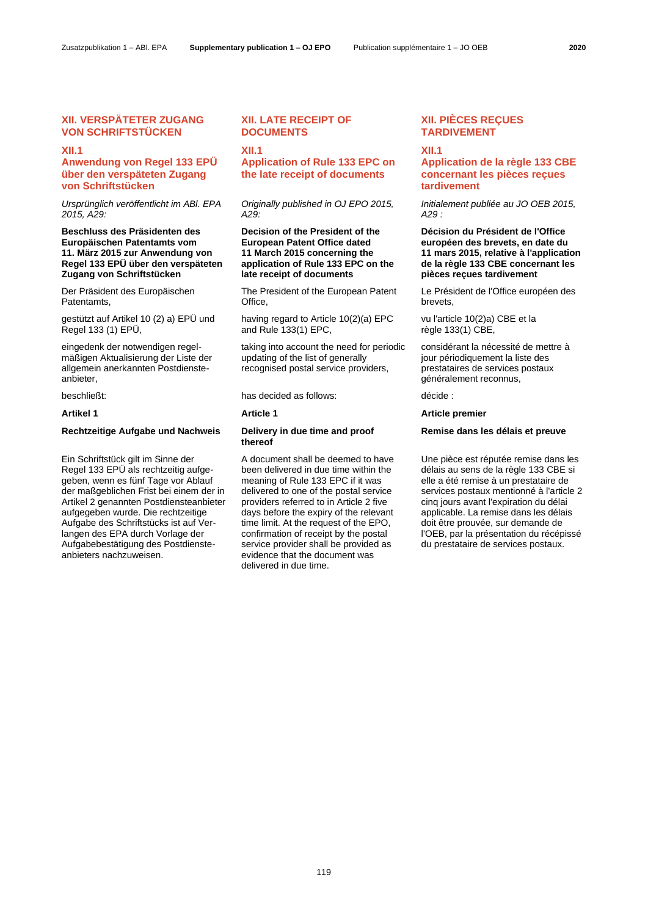## XII. VERSPÄTETER ZUGANG VON SCHRIFTSTÜCKEN

### XII.1 Anwendung von Regel 133 EPÜ über den verspäteten Zugang von Schriftstücken

*Ursprünglich veröffentlicht im ABl. EPA 2015, A29:*

**Beschluss des Präsidenten des Europäischen Patentamts vom 11. März 2015 zur Anwendung von Regel 133 EPÜ über den verspäteten Zugang von Schriftstücken**

Der Präsident des Europäischen Patentamts,

gestützt auf Artikel 10 (2) a) EPÜ und Regel 133 (1) EPÜ,

eingedenk der notwendigen regelmäßigen Aktualisierung der Liste der allgemein anerkannten Postdiensteanbieter,

beschließt:

**Artikel 1**

**Rechtzeitige Aufgabe und Nachweis**

Ein Schriftstück gilt im Sinne der Regel 133 EPÜ als rechtzeitig aufgegeben, wenn es fünf Tage vor Ablauf der maßgeblichen Frist bei einem der in Artikel 2 genannten Postdiensteanbieter aufgegeben wurde. Die rechtzeitige Aufgabe des Schriftstücks ist auf Verlangen des EPA durch Vorlage der Aufgabebestätigung des Postdiensteanbieters nachzuweisen.

## XII. LATE RECEIPT OF DOCUMENTS

### XII.1 Application of Rule 133 EPC on the late receipt of documents

*Originally published in OJ EPO 2015, A29:*

**Decision of the President of the European Patent Office dated 11 March 2015 concerning the application of Rule 133 EPC on the late receipt of documents**

The President of the European Patent Office,

having regard to Article 10(2)(a) EPC and Rule 133(1) EPC,

taking into account the need for periodic updating of the list of generally recognised postal service providers,

has decided as follows:

**Article 1**

**Delivery in due time and proof thereof**

A document shall be deemed to have been delivered in due time within the meaning of Rule 133 EPC if it was delivered to one of the postal service providers referred to in Article 2 five days before the expiry of the relevant time limit. At the request of the EPO, confirmation of receipt by the postal service provider shall be provided as evidence that the document was delivered in due time.

## XII. PIÈCES REÇUES TARDIVEMENT

### XII.1 Application de la règle 133 CBE concernant les pièces reçues tardivement

*Initialement publiée au JO OEB 2015, A29 :*

**Décision du Président de l'Office européen des brevets, en date du 11 mars 2015, relative à l'application de la règle 133 CBE concernant les pièces reçues tardivement**

Le Président de l'Office européen des brevets,

vu l'article 10(2)a) CBE et la règle 133(1) CBE,

considérant la nécessité de mettre à jour périodiquement la liste des prestataires de services postaux généralement reconnus,

décide :

**Article premier**

**Remise dans les délais et preuve**

Une pièce est réputée remise dans les délais au sens de la règle 133 CBE si elle a été remise à un prestataire de services postaux mentionné à l'article 2 cinq jours avant l'expiration du délai applicable. La remise dans les délais doit être prouvée, sur demande de l'OEB, par la présentation du récépissé du prestataire de services postaux.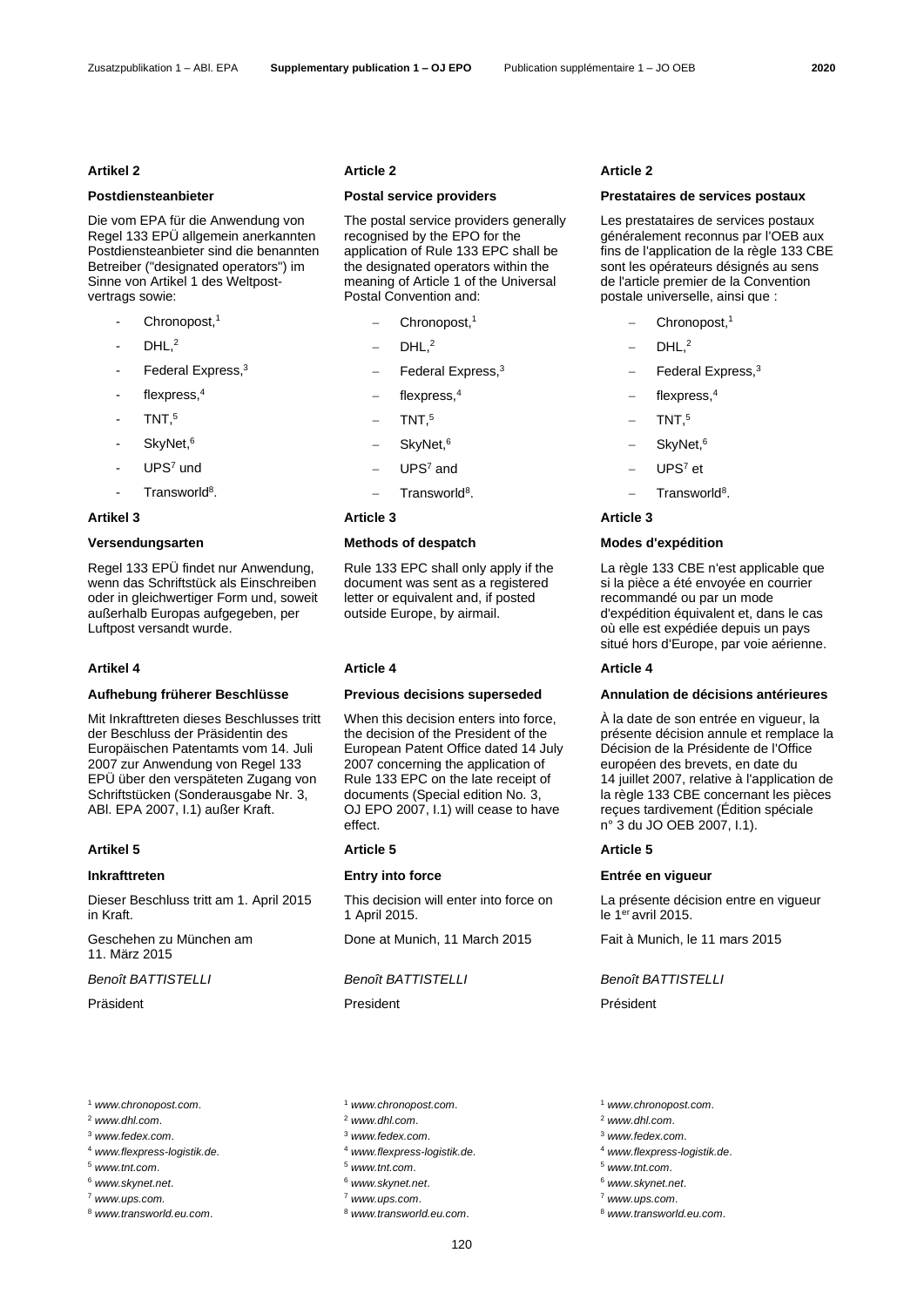### Artikel 2

#### Postdiensteanbieter

Die vom EPA für die Anwendung von Regel 133 EPÜ allgemein anerkannten Postdiensteanbieter sind die benannten Betreiber ("designated operators") im Sinne von Artikel 1 des Weltpostvertrags sowie:

- Chronopost,[1]
- DHL,[2]
- Federal Express,[3]
- flexpress,[4]
- TNT,[5]
- SkyNet,[6]
- UPS[7] und
- Transworld[8].

### Artikel 3

#### Versendungsarten

Regel 133 EPÜ findet nur Anwendung, wenn das Schriftstück als Einschreiben oder in gleichwertiger Form und, soweit außerhalb Europas aufgegeben, per Luftpost versandt wurde.

### Artikel 4

#### Aufhebung früherer Beschlüsse

Mit Inkrafttreten dieses Beschlusses tritt der Beschluss der Präsidentin des Europäischen Patentamts vom 14. Juli 2007 zur Anwendung von Regel 133 EPÜ über den verspäteten Zugang von Schriftstücken (Sonderausgabe Nr. 3, ABl. EPA 2007, I.1) außer Kraft.

### Artikel 5

#### Inkrafttreten

Dieser Beschluss tritt am 1. April 2015 in Kraft.

Geschehen zu München am 11. März 2015

*Benoît BATTISTELLI*

Präsident

[1] *www.chronopost.com*.
[2] *www.dhl.com*.
[3] *www.fedex.com*.
[4] *www.flexpress-logistik.de*.
[5] *www.tnt.com*.
[6] *www.skynet.net*.
[7] *www.ups.com.*
[8] *www.transworld.eu.com*.

### Article 2

#### Postal service providers

The postal service providers generally recognised by the EPO for the application of Rule 133 EPC shall be the designated operators within the meaning of Article 1 of the Universal Postal Convention and:

- Chronopost,[1]
- DHL,[2]
- Federal Express,[3]
- flexpress,[4]
- TNT,[5]
- SkyNet,[6]
- UPS[7] and
- Transworld[8].

### Article 3

#### Methods of despatch

Rule 133 EPC shall only apply if the document was sent as a registered letter or equivalent and, if posted outside Europe, by airmail.

### Article 4

#### Previous decisions superseded

When this decision enters into force, the decision of the President of the European Patent Office dated 14 July 2007 concerning the application of Rule 133 EPC on the late receipt of documents (Special edition No. 3, OJ EPO 2007, I.1) will cease to have effect.

### Article 5

#### Entry into force

This decision will enter into force on 1 April 2015.

Done at Munich, 11 March 2015

*Benoît BATTISTELLI*

President

[1] *www.chronopost.com*.
[2] *www.dhl.com*.
[3] *www.fedex.com*.
[4] *www.flexpress-logistik.de*.
[5] *www.tnt.com*.
[6] *www.skynet.net*.
[7] *www.ups.com*.
[8] *www.transworld.eu.com*.

### Article 2

#### Prestataires de services postaux

Les prestataires de services postaux généralement reconnus par l'OEB aux fins de l'application de la règle 133 CBE sont les opérateurs désignés au sens de l'article premier de la Convention postale universelle, ainsi que :

- Chronopost,[1]
- DHL,[2]
- Federal Express,[3]
- flexpress,[4]
- TNT,[5]
- SkyNet,[6]
- UPS[7] et
- Transworld[8].

### Article 3

#### Modes d'expédition

La règle 133 CBE n'est applicable que si la pièce a été envoyée en courrier recommandé ou par un mode d'expédition équivalent et, dans le cas où elle est expédiée depuis un pays situé hors d'Europe, par voie aérienne.

### Article 4

#### Annulation de décisions antérieures

À la date de son entrée en vigueur, la présente décision annule et remplace la Décision de la Présidente de l'Office européen des brevets, en date du 14 juillet 2007, relative à l'application de la règle 133 CBE concernant les pièces reçues tardivement (Édition spéciale n° 3 du JO OEB 2007, I.1).

### Article 5

#### Entrée en vigueur

La présente décision entre en vigueur le 1er avril 2015.

Fait à Munich, le 11 mars 2015

*Benoît BATTISTELLI*

Président

[1] *www.chronopost.com*.
[2] *www.dhl.com*.
[3] *www.fedex.com*.
[4] *www.flexpress-logistik.de*.
[5] *www.tnt.com*.
[6] *www.skynet.net*.
[7] *www.ups.com*.
[8] *www.transworld.eu.com*.